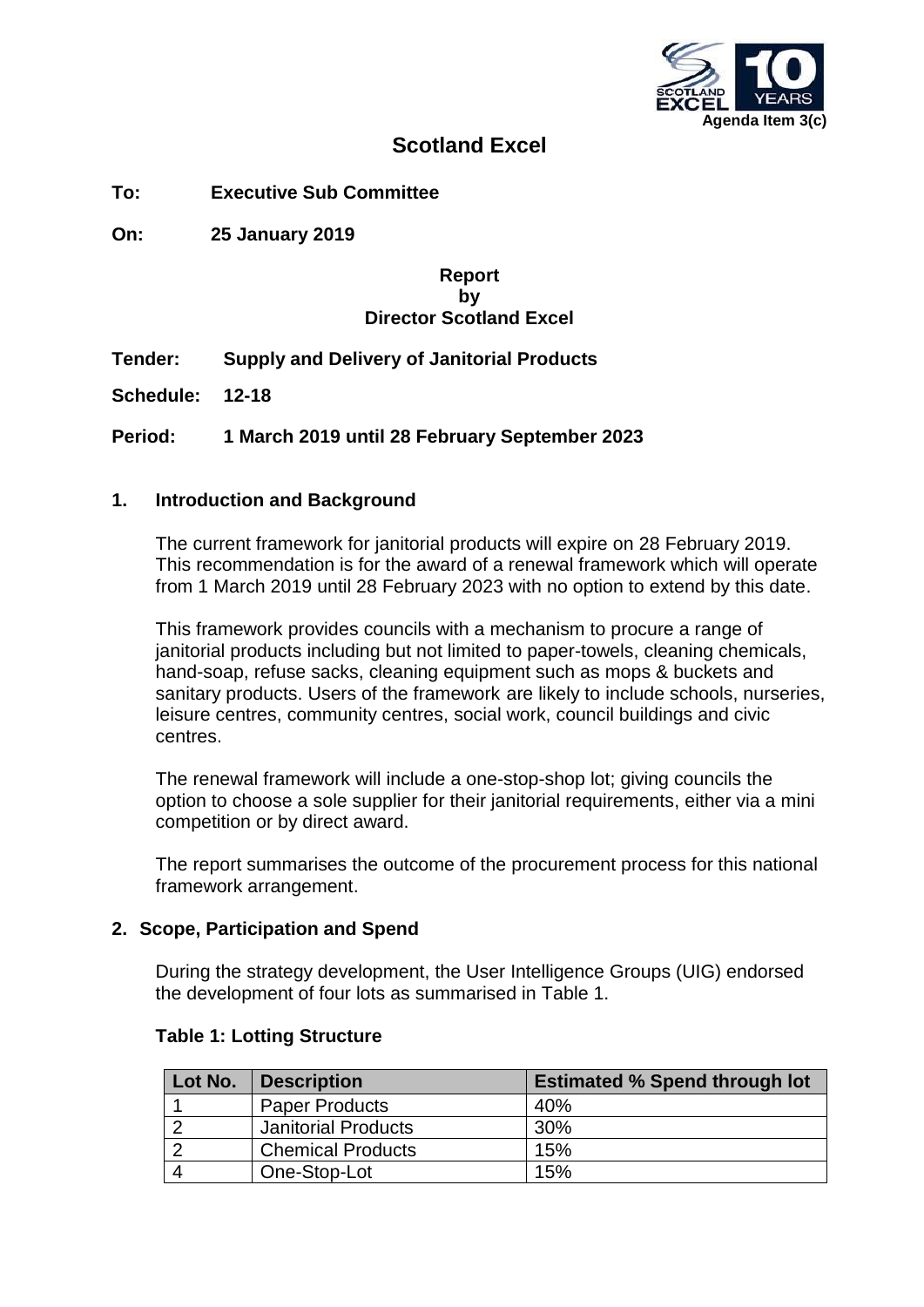Agenda Item 3(c)

# Scotland Excel

**To:** **Executive Sub Committee**

**On:** **25 January 2019**

**Report**
**by**
**Director Scotland Excel**

**Tender:** **Supply and Delivery of Janitorial Products**

**Schedule:** **12-18**

**Period:** **1 March 2019 until 28 February September 2023**

## 1. Introduction and Background

The current framework for janitorial products will expire on 28 February 2019. This recommendation is for the award of a renewal framework which will operate from 1 March 2019 until 28 February 2023 with no option to extend by this date.

This framework provides councils with a mechanism to procure a range of janitorial products including but not limited to paper-towels, cleaning chemicals, hand-soap, refuse sacks, cleaning equipment such as mops & buckets and sanitary products. Users of the framework are likely to include schools, nurseries, leisure centres, community centres, social work, council buildings and civic centres.

The renewal framework will include a one-stop-shop lot; giving councils the option to choose a sole supplier for their janitorial requirements, either via a mini competition or by direct award.

The report summarises the outcome of the procurement process for this national framework arrangement.

## 2. Scope, Participation and Spend

During the strategy development, the User Intelligence Groups (UIG) endorsed the development of four lots as summarised in Table 1.

**Table 1: Lotting Structure**

| Lot No. | Description | Estimated % Spend through lot |
|---|---|---|
| 1 | Paper Products | 40% |
| 2 | Janitorial Products | 30% |
| 2 | Chemical Products | 15% |
| 4 | One-Stop-Lot | 15% |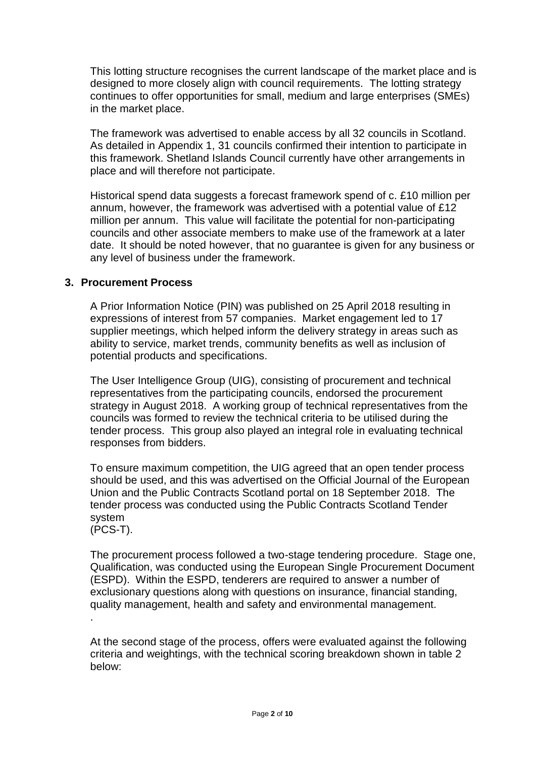This lotting structure recognises the current landscape of the market place and is designed to more closely align with council requirements. The lotting strategy continues to offer opportunities for small, medium and large enterprises (SMEs) in the market place.

The framework was advertised to enable access by all 32 councils in Scotland. As detailed in Appendix 1, 31 councils confirmed their intention to participate in this framework. Shetland Islands Council currently have other arrangements in place and will therefore not participate.

Historical spend data suggests a forecast framework spend of c. £10 million per annum, however, the framework was advertised with a potential value of £12 million per annum. This value will facilitate the potential for non-participating councils and other associate members to make use of the framework at a later date. It should be noted however, that no guarantee is given for any business or any level of business under the framework.

## 3. Procurement Process

A Prior Information Notice (PIN) was published on 25 April 2018 resulting in expressions of interest from 57 companies. Market engagement led to 17 supplier meetings, which helped inform the delivery strategy in areas such as ability to service, market trends, community benefits as well as inclusion of potential products and specifications.

The User Intelligence Group (UIG), consisting of procurement and technical representatives from the participating councils, endorsed the procurement strategy in August 2018. A working group of technical representatives from the councils was formed to review the technical criteria to be utilised during the tender process. This group also played an integral role in evaluating technical responses from bidders.

To ensure maximum competition, the UIG agreed that an open tender process should be used, and this was advertised on the Official Journal of the European Union and the Public Contracts Scotland portal on 18 September 2018. The tender process was conducted using the Public Contracts Scotland Tender system
(PCS-T).

The procurement process followed a two-stage tendering procedure. Stage one, Qualification, was conducted using the European Single Procurement Document (ESPD). Within the ESPD, tenderers are required to answer a number of exclusionary questions along with questions on insurance, financial standing, quality management, health and safety and environmental management.
.

At the second stage of the process, offers were evaluated against the following criteria and weightings, with the technical scoring breakdown shown in table 2 below: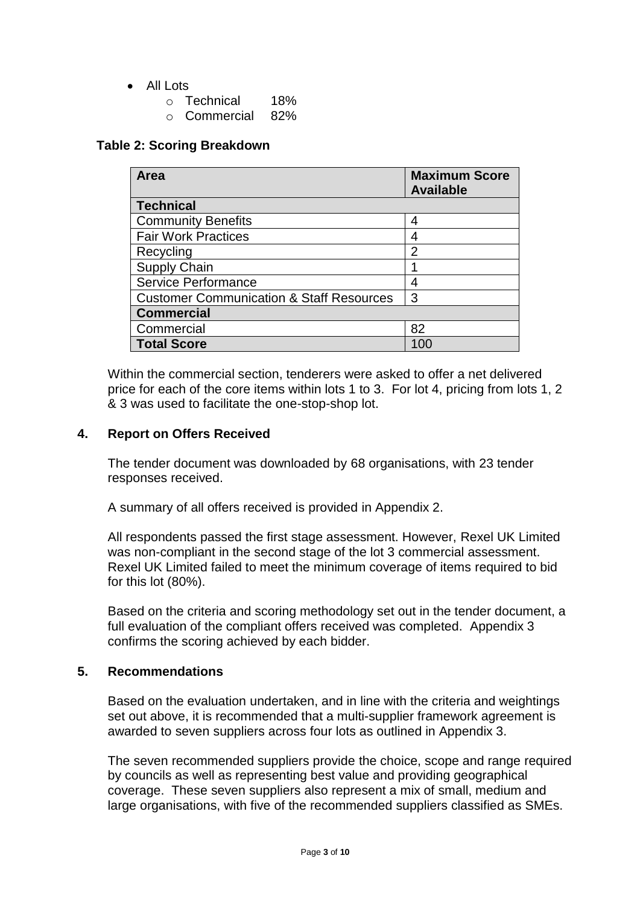- All Lots
  - Technical 18%
  - Commercial 82%

**Table 2: Scoring Breakdown**

| Area | Maximum Score Available |
|---|---|
| **Technical** | |
| Community Benefits | 4 |
| Fair Work Practices | 4 |
| Recycling | 2 |
| Supply Chain | 1 |
| Service Performance | 4 |
| Customer Communication & Staff Resources | 3 |
| **Commercial** | |
| Commercial | 82 |
| **Total Score** | 100 |

Within the commercial section, tenderers were asked to offer a net delivered price for each of the core items within lots 1 to 3. For lot 4, pricing from lots 1, 2 & 3 was used to facilitate the one-stop-shop lot.

## 4. Report on Offers Received

The tender document was downloaded by 68 organisations, with 23 tender responses received.

A summary of all offers received is provided in Appendix 2.

All respondents passed the first stage assessment. However, Rexel UK Limited was non-compliant in the second stage of the lot 3 commercial assessment. Rexel UK Limited failed to meet the minimum coverage of items required to bid for this lot (80%).

Based on the criteria and scoring methodology set out in the tender document, a full evaluation of the compliant offers received was completed. Appendix 3 confirms the scoring achieved by each bidder.

## 5. Recommendations

Based on the evaluation undertaken, and in line with the criteria and weightings set out above, it is recommended that a multi-supplier framework agreement is awarded to seven suppliers across four lots as outlined in Appendix 3.

The seven recommended suppliers provide the choice, scope and range required by councils as well as representing best value and providing geographical coverage. These seven suppliers also represent a mix of small, medium and large organisations, with five of the recommended suppliers classified as SMEs.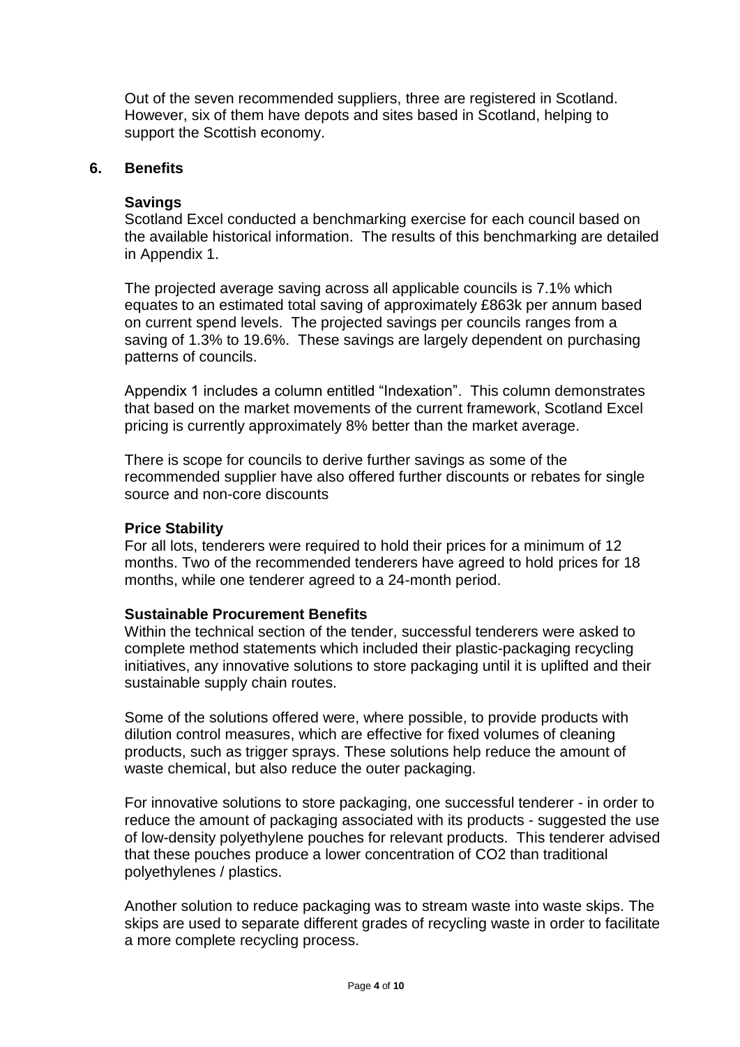Out of the seven recommended suppliers, three are registered in Scotland. However, six of them have depots and sites based in Scotland, helping to support the Scottish economy.

## 6. Benefits

### Savings

Scotland Excel conducted a benchmarking exercise for each council based on the available historical information. The results of this benchmarking are detailed in Appendix 1.

The projected average saving across all applicable councils is 7.1% which equates to an estimated total saving of approximately £863k per annum based on current spend levels. The projected savings per councils ranges from a saving of 1.3% to 19.6%. These savings are largely dependent on purchasing patterns of councils.

Appendix 1 includes a column entitled "Indexation". This column demonstrates that based on the market movements of the current framework, Scotland Excel pricing is currently approximately 8% better than the market average.

There is scope for councils to derive further savings as some of the recommended supplier have also offered further discounts or rebates for single source and non-core discounts

### Price Stability

For all lots, tenderers were required to hold their prices for a minimum of 12 months. Two of the recommended tenderers have agreed to hold prices for 18 months, while one tenderer agreed to a 24-month period.

### Sustainable Procurement Benefits

Within the technical section of the tender, successful tenderers were asked to complete method statements which included their plastic-packaging recycling initiatives, any innovative solutions to store packaging until it is uplifted and their sustainable supply chain routes.

Some of the solutions offered were, where possible, to provide products with dilution control measures, which are effective for fixed volumes of cleaning products, such as trigger sprays. These solutions help reduce the amount of waste chemical, but also reduce the outer packaging.

For innovative solutions to store packaging, one successful tenderer - in order to reduce the amount of packaging associated with its products - suggested the use of low-density polyethylene pouches for relevant products. This tenderer advised that these pouches produce a lower concentration of $CO_2$ than traditional polyethylenes / plastics.

Another solution to reduce packaging was to stream waste into waste skips. The skips are used to separate different grades of recycling waste in order to facilitate a more complete recycling process.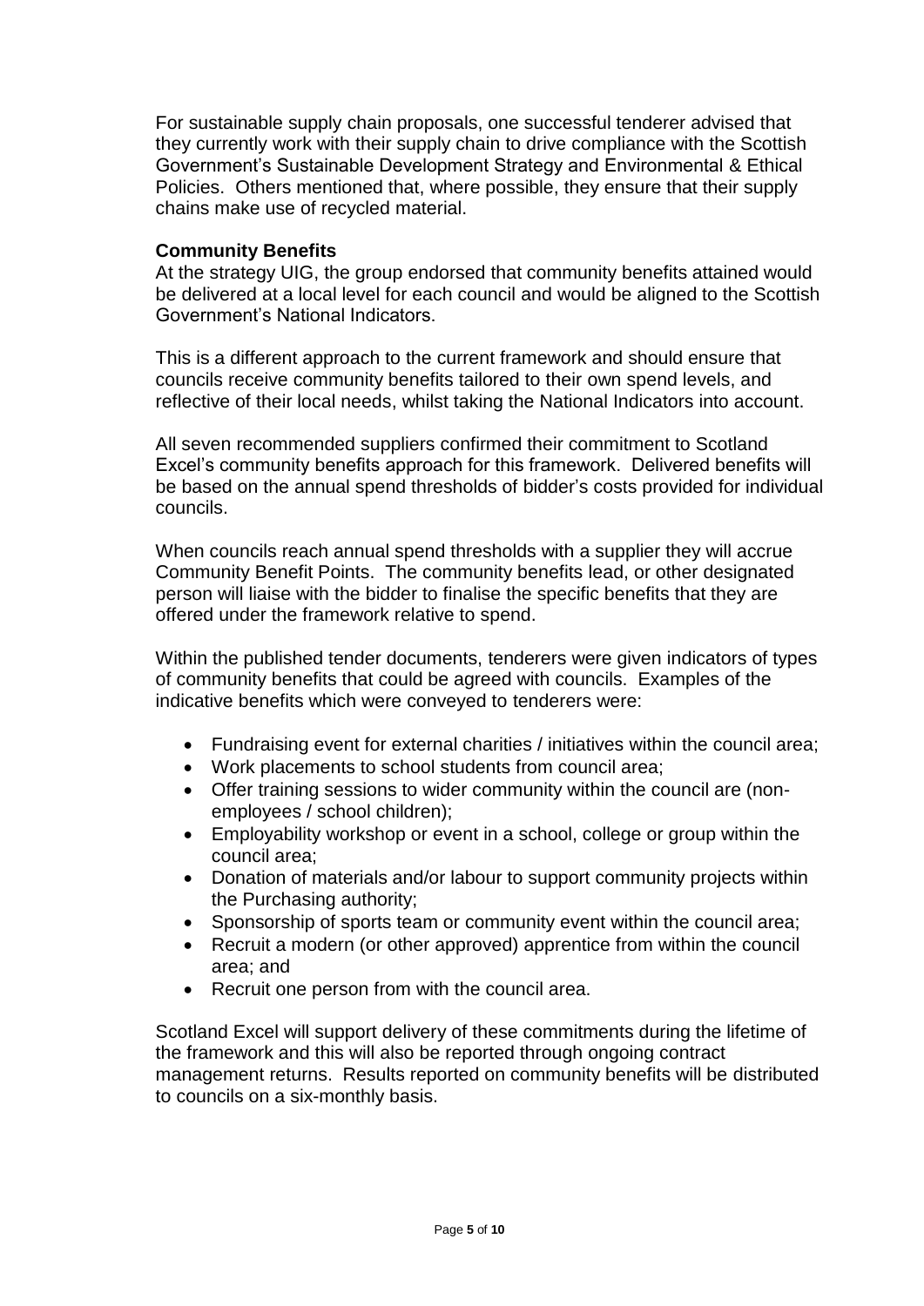For sustainable supply chain proposals, one successful tenderer advised that they currently work with their supply chain to drive compliance with the Scottish Government's Sustainable Development Strategy and Environmental & Ethical Policies. Others mentioned that, where possible, they ensure that their supply chains make use of recycled material.

**Community Benefits**

At the strategy UIG, the group endorsed that community benefits attained would be delivered at a local level for each council and would be aligned to the Scottish Government's National Indicators.

This is a different approach to the current framework and should ensure that councils receive community benefits tailored to their own spend levels, and reflective of their local needs, whilst taking the National Indicators into account.

All seven recommended suppliers confirmed their commitment to Scotland Excel's community benefits approach for this framework. Delivered benefits will be based on the annual spend thresholds of bidder's costs provided for individual councils.

When councils reach annual spend thresholds with a supplier they will accrue Community Benefit Points. The community benefits lead, or other designated person will liaise with the bidder to finalise the specific benefits that they are offered under the framework relative to spend.

Within the published tender documents, tenderers were given indicators of types of community benefits that could be agreed with councils. Examples of the indicative benefits which were conveyed to tenderers were:

- Fundraising event for external charities / initiatives within the council area;
- Work placements to school students from council area;
- Offer training sessions to wider community within the council are (non-employees / school children);
- Employability workshop or event in a school, college or group within the council area;
- Donation of materials and/or labour to support community projects within the Purchasing authority;
- Sponsorship of sports team or community event within the council area;
- Recruit a modern (or other approved) apprentice from within the council area; and
- Recruit one person from with the council area.

Scotland Excel will support delivery of these commitments during the lifetime of the framework and this will also be reported through ongoing contract management returns. Results reported on community benefits will be distributed to councils on a six-monthly basis.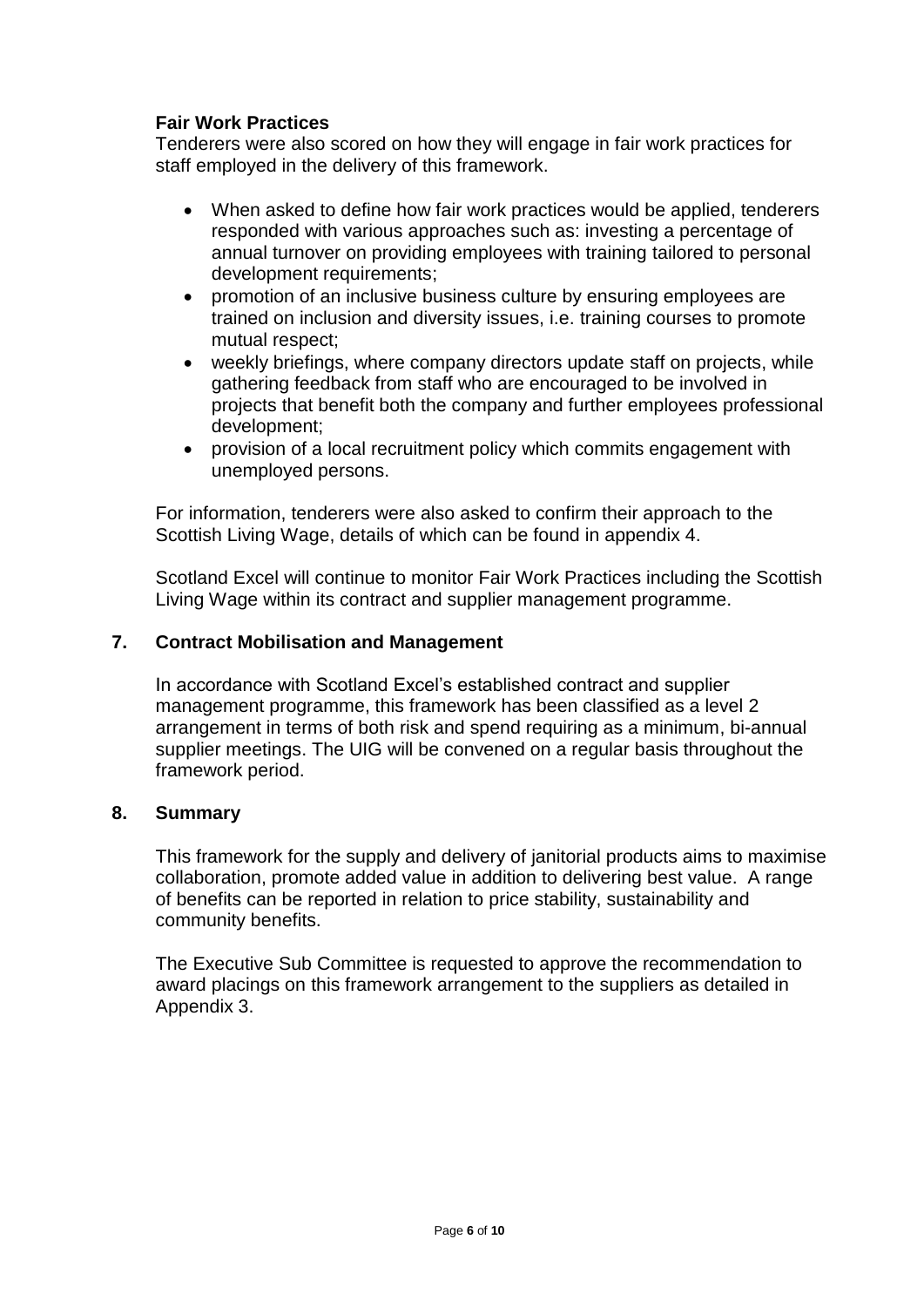**Fair Work Practices**

Tenderers were also scored on how they will engage in fair work practices for staff employed in the delivery of this framework.

- When asked to define how fair work practices would be applied, tenderers responded with various approaches such as: investing a percentage of annual turnover on providing employees with training tailored to personal development requirements;
- promotion of an inclusive business culture by ensuring employees are trained on inclusion and diversity issues, i.e. training courses to promote mutual respect;
- weekly briefings, where company directors update staff on projects, while gathering feedback from staff who are encouraged to be involved in projects that benefit both the company and further employees professional development;
- provision of a local recruitment policy which commits engagement with unemployed persons.

For information, tenderers were also asked to confirm their approach to the Scottish Living Wage, details of which can be found in appendix 4.

Scotland Excel will continue to monitor Fair Work Practices including the Scottish Living Wage within its contract and supplier management programme.

## 7. Contract Mobilisation and Management

In accordance with Scotland Excel's established contract and supplier management programme, this framework has been classified as a level 2 arrangement in terms of both risk and spend requiring as a minimum, bi-annual supplier meetings. The UIG will be convened on a regular basis throughout the framework period.

## 8. Summary

This framework for the supply and delivery of janitorial products aims to maximise collaboration, promote added value in addition to delivering best value. A range of benefits can be reported in relation to price stability, sustainability and community benefits.

The Executive Sub Committee is requested to approve the recommendation to award placings on this framework arrangement to the suppliers as detailed in Appendix 3.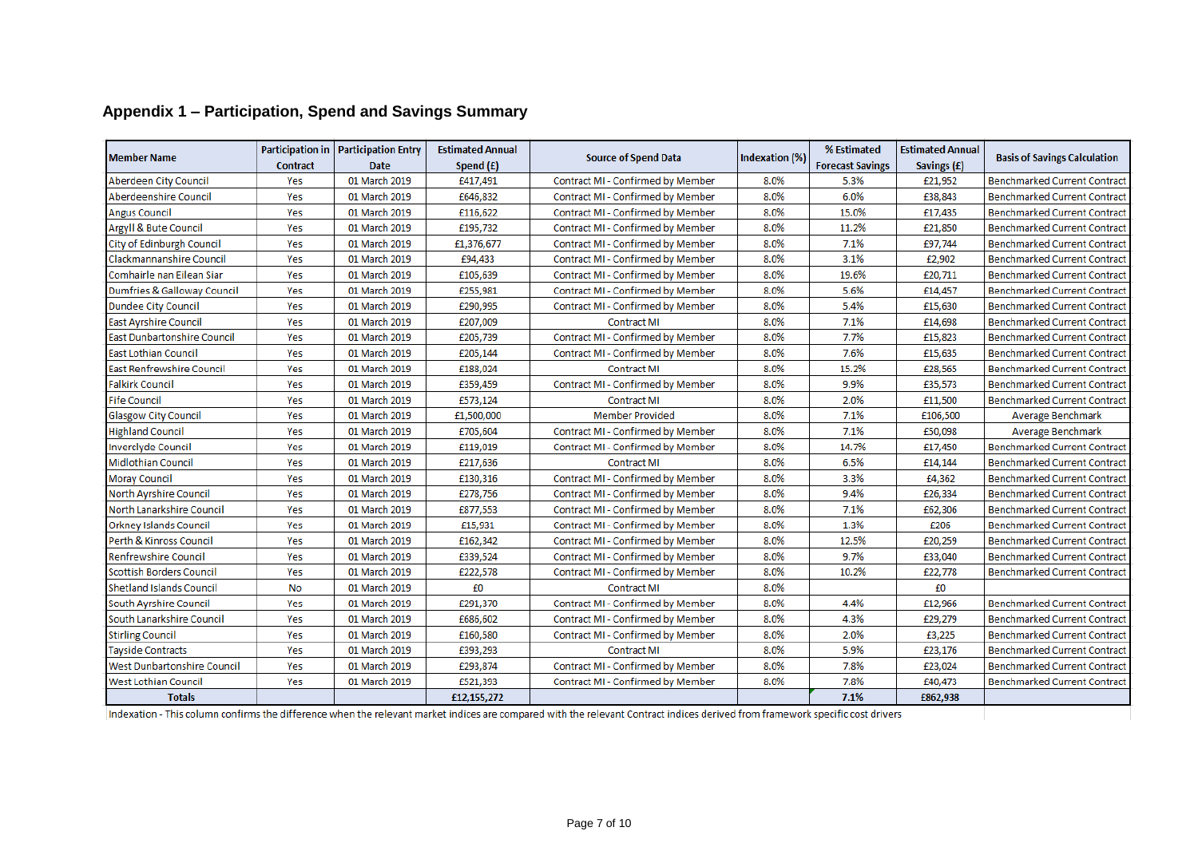## Appendix 1 – Participation, Spend and Savings Summary

| Member Name | Participation in Contract | Participation Entry Date | Estimated Annual Spend (£) | Source of Spend Data | Indexation (%) | % Estimated Forecast Savings | Estimated Annual Savings (£) | Basis of Savings Calculation |
|---|---|---|---|---|---|---|---|---|
| Aberdeen City Council | Yes | 01 March 2019 | £417,491 | Contract MI - Confirmed by Member | 8.0% | 5.3% | £21,952 | Benchmarked Current Contract |
| Aberdeenshire Council | Yes | 01 March 2019 | £646,832 | Contract MI - Confirmed by Member | 8.0% | 6.0% | £38,843 | Benchmarked Current Contract |
| Angus Council | Yes | 01 March 2019 | £116,622 | Contract MI - Confirmed by Member | 8.0% | 15.0% | £17,435 | Benchmarked Current Contract |
| Argyll & Bute Council | Yes | 01 March 2019 | £195,732 | Contract MI - Confirmed by Member | 8.0% | 11.2% | £21,850 | Benchmarked Current Contract |
| City of Edinburgh Council | Yes | 01 March 2019 | £1,376,677 | Contract MI - Confirmed by Member | 8.0% | 7.1% | £97,744 | Benchmarked Current Contract |
| Clackmannanshire Council | Yes | 01 March 2019 | £94,433 | Contract MI - Confirmed by Member | 8.0% | 3.1% | £2,902 | Benchmarked Current Contract |
| Comhairle nan Eilean Siar | Yes | 01 March 2019 | £105,639 | Contract MI - Confirmed by Member | 8.0% | 19.6% | £20,711 | Benchmarked Current Contract |
| Dumfries & Galloway Council | Yes | 01 March 2019 | £255,981 | Contract MI - Confirmed by Member | 8.0% | 5.6% | £14,457 | Benchmarked Current Contract |
| Dundee City Council | Yes | 01 March 2019 | £290,995 | Contract MI - Confirmed by Member | 8.0% | 5.4% | £15,630 | Benchmarked Current Contract |
| East Ayrshire Council | Yes | 01 March 2019 | £207,009 | Contract MI | 8.0% | 7.1% | £14,698 | Benchmarked Current Contract |
| East Dunbartonshire Council | Yes | 01 March 2019 | £205,739 | Contract MI - Confirmed by Member | 8.0% | 7.7% | £15,823 | Benchmarked Current Contract |
| East Lothian Council | Yes | 01 March 2019 | £205,144 | Contract MI - Confirmed by Member | 8.0% | 7.6% | £15,635 | Benchmarked Current Contract |
| East Renfrewshire Council | Yes | 01 March 2019 | £188,024 | Contract MI | 8.0% | 15.2% | £28,565 | Benchmarked Current Contract |
| Falkirk Council | Yes | 01 March 2019 | £359,459 | Contract MI - Confirmed by Member | 8.0% | 9.9% | £35,573 | Benchmarked Current Contract |
| Fife Council | Yes | 01 March 2019 | £573,124 | Contract MI | 8.0% | 2.0% | £11,500 | Benchmarked Current Contract |
| Glasgow City Council | Yes | 01 March 2019 | £1,500,000 | Member Provided | 8.0% | 7.1% | £106,500 | Average Benchmark |
| Highland Council | Yes | 01 March 2019 | £705,604 | Contract MI - Confirmed by Member | 8.0% | 7.1% | £50,098 | Average Benchmark |
| Inverclyde Council | Yes | 01 March 2019 | £119,019 | Contract MI - Confirmed by Member | 8.0% | 14.7% | £17,450 | Benchmarked Current Contract |
| Midlothian Council | Yes | 01 March 2019 | £217,636 | Contract MI | 8.0% | 6.5% | £14,144 | Benchmarked Current Contract |
| Moray Council | Yes | 01 March 2019 | £130,316 | Contract MI - Confirmed by Member | 8.0% | 3.3% | £4,362 | Benchmarked Current Contract |
| North Ayrshire Council | Yes | 01 March 2019 | £278,756 | Contract MI - Confirmed by Member | 8.0% | 9.4% | £26,334 | Benchmarked Current Contract |
| North Lanarkshire Council | Yes | 01 March 2019 | £877,553 | Contract MI - Confirmed by Member | 8.0% | 7.1% | £62,306 | Benchmarked Current Contract |
| Orkney Islands Council | Yes | 01 March 2019 | £15,931 | Contract MI - Confirmed by Member | 8.0% | 1.3% | £206 | Benchmarked Current Contract |
| Perth & Kinross Council | Yes | 01 March 2019 | £162,342 | Contract MI - Confirmed by Member | 8.0% | 12.5% | £20,259 | Benchmarked Current Contract |
| Renfrewshire Council | Yes | 01 March 2019 | £339,524 | Contract MI - Confirmed by Member | 8.0% | 9.7% | £33,040 | Benchmarked Current Contract |
| Scottish Borders Council | Yes | 01 March 2019 | £222,578 | Contract MI - Confirmed by Member | 8.0% | 10.2% | £22,778 | Benchmarked Current Contract |
| Shetland Islands Council | No | 01 March 2019 | £0 | Contract MI | 8.0% | | £0 | |
| South Ayrshire Council | Yes | 01 March 2019 | £291,370 | Contract MI - Confirmed by Member | 8.0% | 4.4% | £12,966 | Benchmarked Current Contract |
| South Lanarkshire Council | Yes | 01 March 2019 | £686,602 | Contract MI - Confirmed by Member | 8.0% | 4.3% | £29,279 | Benchmarked Current Contract |
| Stirling Council | Yes | 01 March 2019 | £160,580 | Contract MI - Confirmed by Member | 8.0% | 2.0% | £3,225 | Benchmarked Current Contract |
| Tayside Contracts | Yes | 01 March 2019 | £393,293 | Contract MI | 8.0% | 5.9% | £23,176 | Benchmarked Current Contract |
| West Dunbartonshire Council | Yes | 01 March 2019 | £293,874 | Contract MI - Confirmed by Member | 8.0% | 7.8% | £23,024 | Benchmarked Current Contract |
| West Lothian Council | Yes | 01 March 2019 | £521,393 | Contract MI - Confirmed by Member | 8.0% | 7.8% | £40,473 | Benchmarked Current Contract |
| **Totals** | | | **£12,155,272** | | | **7.1%** | **£862,938** | |

Indexation - This column confirms the difference when the relevant market indices are compared with the relevant Contract indices derived from framework specific cost drivers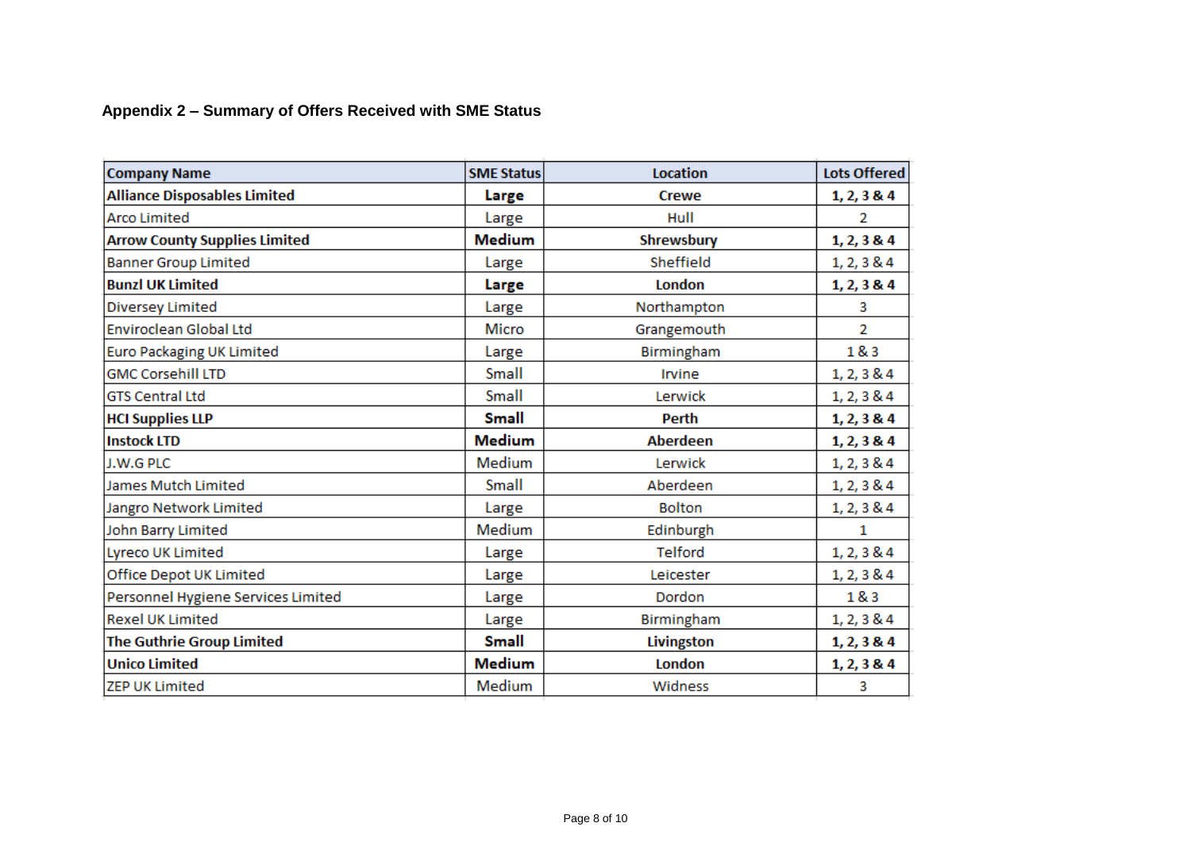## Appendix 2 – Summary of Offers Received with SME Status

| Company Name | SME Status | Location | Lots Offered |
|---|---|---|---|
| **Alliance Disposables Limited** | **Large** | **Crewe** | **1, 2, 3 & 4** |
| Arco Limited | Large | Hull | 2 |
| **Arrow County Supplies Limited** | **Medium** | **Shrewsbury** | **1, 2, 3 & 4** |
| Banner Group Limited | Large | Sheffield | 1, 2, 3 & 4 |
| **Bunzl UK Limited** | **Large** | **London** | **1, 2, 3 & 4** |
| Diversey Limited | Large | Northampton | 3 |
| Enviroclean Global Ltd | Micro | Grangemouth | 2 |
| Euro Packaging UK Limited | Large | Birmingham | 1 & 3 |
| GMC Corsehill LTD | Small | Irvine | 1, 2, 3 & 4 |
| GTS Central Ltd | Small | Lerwick | 1, 2, 3 & 4 |
| **HCI Supplies LLP** | **Small** | **Perth** | **1, 2, 3 & 4** |
| **Instock LTD** | **Medium** | **Aberdeen** | **1, 2, 3 & 4** |
| J.W.G PLC | Medium | Lerwick | 1, 2, 3 & 4 |
| James Mutch Limited | Small | Aberdeen | 1, 2, 3 & 4 |
| Jangro Network Limited | Large | Bolton | 1, 2, 3 & 4 |
| John Barry Limited | Medium | Edinburgh | 1 |
| Lyreco UK Limited | Large | Telford | 1, 2, 3 & 4 |
| Office Depot UK Limited | Large | Leicester | 1, 2, 3 & 4 |
| Personnel Hygiene Services Limited | Large | Dordon | 1 & 3 |
| Rexel UK Limited | Large | Birmingham | 1, 2, 3 & 4 |
| **The Guthrie Group Limited** | **Small** | **Livingston** | **1, 2, 3 & 4** |
| **Unico Limited** | **Medium** | **London** | **1, 2, 3 & 4** |
| ZEP UK Limited | Medium | Widness | 3 |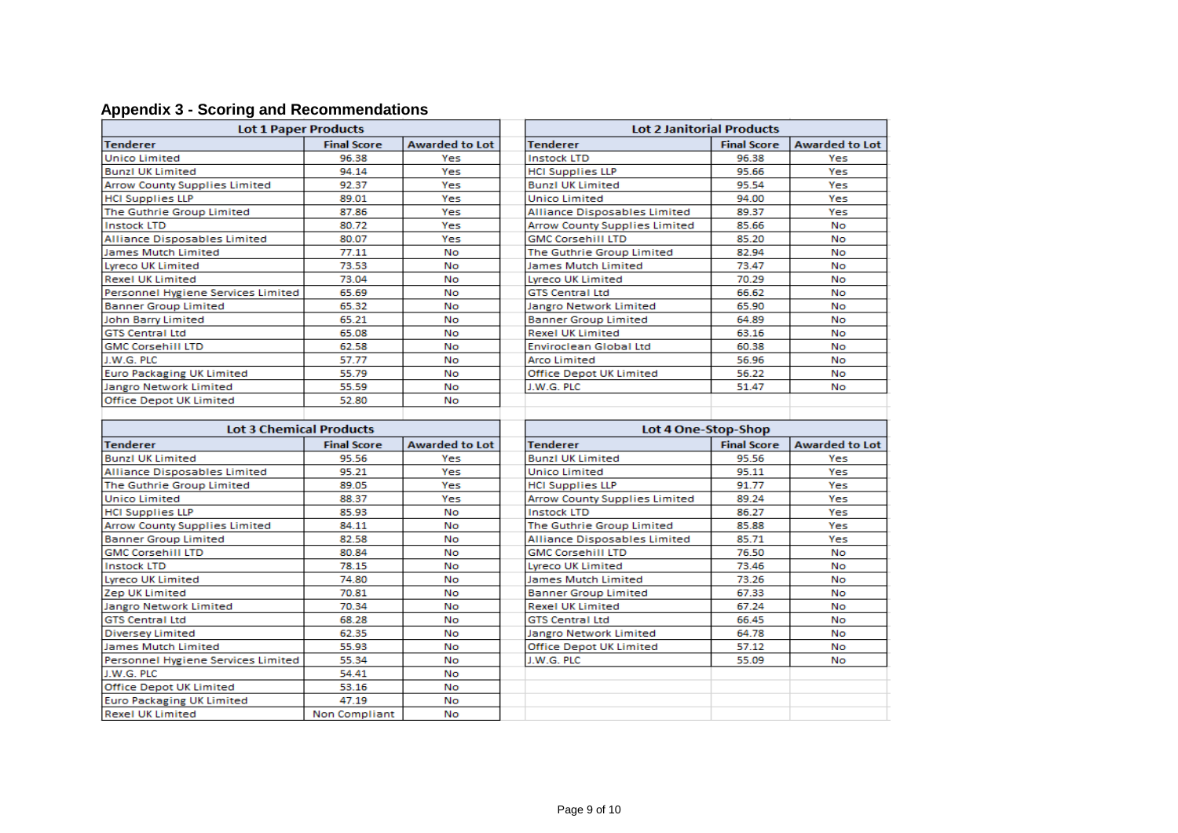## Appendix 3 - Scoring and Recommendations

| Lot 1 Paper Products | | |
|---|---|---|
| **Tenderer** | **Final Score** | **Awarded to Lot** |
| Unico Limited | 96.38 | Yes |
| Bunzl UK Limited | 94.14 | Yes |
| Arrow County Supplies Limited | 92.37 | Yes |
| HCI Supplies LLP | 89.01 | Yes |
| The Guthrie Group Limited | 87.86 | Yes |
| Instock LTD | 80.72 | Yes |
| Alliance Disposables Limited | 80.07 | Yes |
| James Mutch Limited | 77.11 | No |
| Lyreco UK Limited | 73.53 | No |
| Rexel UK Limited | 73.04 | No |
| Personnel Hygiene Services Limited | 65.69 | No |
| Banner Group Limited | 65.32 | No |
| John Barry Limited | 65.21 | No |
| GTS Central Ltd | 65.08 | No |
| GMC Corsehill LTD | 62.58 | No |
| J.W.G. PLC | 57.77 | No |
| Euro Packaging UK Limited | 55.79 | No |
| Jangro Network Limited | 55.59 | No |
| Office Depot UK Limited | 52.80 | No |

| Lot 2 Janitorial Products | | |
|---|---|---|
| **Tenderer** | **Final Score** | **Awarded to Lot** |
| Instock LTD | 96.38 | Yes |
| HCI Supplies LLP | 95.66 | Yes |
| Bunzl UK Limited | 95.54 | Yes |
| Unico Limited | 94.00 | Yes |
| Alliance Disposables Limited | 89.37 | Yes |
| Arrow County Supplies Limited | 85.66 | No |
| GMC Corsehill LTD | 85.20 | No |
| The Guthrie Group Limited | 82.94 | No |
| James Mutch Limited | 73.47 | No |
| Lyreco UK Limited | 70.29 | No |
| GTS Central Ltd | 66.62 | No |
| Jangro Network Limited | 65.90 | No |
| Banner Group Limited | 64.89 | No |
| Rexel UK Limited | 63.16 | No |
| Enviroclean Global Ltd | 60.38 | No |
| Arco Limited | 56.96 | No |
| Office Depot UK Limited | 56.22 | No |
| J.W.G. PLC | 51.47 | No |

| Lot 3 Chemical Products | | |
|---|---|---|
| **Tenderer** | **Final Score** | **Awarded to Lot** |
| Bunzl UK Limited | 95.56 | Yes |
| Alliance Disposables Limited | 95.21 | Yes |
| The Guthrie Group Limited | 89.05 | Yes |
| Unico Limited | 88.37 | Yes |
| HCI Supplies LLP | 85.93 | No |
| Arrow County Supplies Limited | 84.11 | No |
| Banner Group Limited | 82.58 | No |
| GMC Corsehill LTD | 80.84 | No |
| Instock LTD | 78.15 | No |
| Lyreco UK Limited | 74.80 | No |
| Zep UK Limited | 70.81 | No |
| Jangro Network Limited | 70.34 | No |
| GTS Central Ltd | 68.28 | No |
| Diversey Limited | 62.35 | No |
| James Mutch Limited | 55.93 | No |
| Personnel Hygiene Services Limited | 55.34 | No |
| J.W.G. PLC | 54.41 | No |
| Office Depot UK Limited | 53.16 | No |
| Euro Packaging UK Limited | 47.19 | No |
| Rexel UK Limited | Non Compliant | No |

| Lot 4 One-Stop-Shop | | |
|---|---|---|
| **Tenderer** | **Final Score** | **Awarded to Lot** |
| Bunzl UK Limited | 95.56 | Yes |
| Unico Limited | 95.11 | Yes |
| HCI Supplies LLP | 91.77 | Yes |
| Arrow County Supplies Limited | 89.24 | Yes |
| Instock LTD | 86.27 | Yes |
| The Guthrie Group Limited | 85.88 | Yes |
| Alliance Disposables Limited | 85.71 | Yes |
| GMC Corsehill LTD | 76.50 | No |
| Lyreco UK Limited | 73.46 | No |
| James Mutch Limited | 73.26 | No |
| Banner Group Limited | 67.33 | No |
| Rexel UK Limited | 67.24 | No |
| GTS Central Ltd | 66.45 | No |
| Jangro Network Limited | 64.78 | No |
| Office Depot UK Limited | 57.12 | No |
| J.W.G. PLC | 55.09 | No |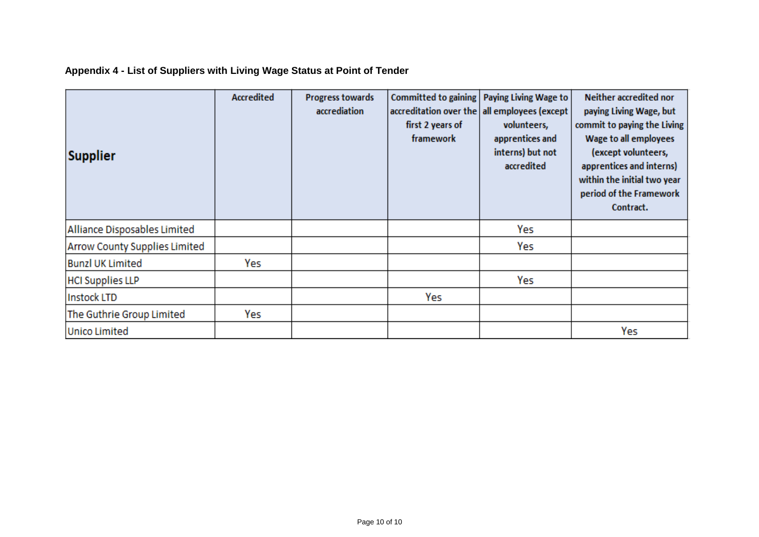**Appendix 4 - List of Suppliers with Living Wage Status at Point of Tender**

| Supplier | Accredited | Progress towards accrediation | Committed to gaining accreditation over the first 2 years of framework | Paying Living Wage to all employees (except volunteers, apprentices and interns) but not accredited | Neither accredited nor paying Living Wage, but commit to paying the Living Wage to all employees (except volunteers, apprentices and interns) within the initial two year period of the Framework Contract. |
|---|---|---|---|---|---|
| Alliance Disposables Limited | | | | Yes | |
| Arrow County Supplies Limited | | | | Yes | |
| Bunzl UK Limited | Yes | | | | |
| HCI Supplies LLP | | | | Yes | |
| Instock LTD | | | Yes | | |
| The Guthrie Group Limited | Yes | | | | |
| Unico Limited | | | | | Yes |